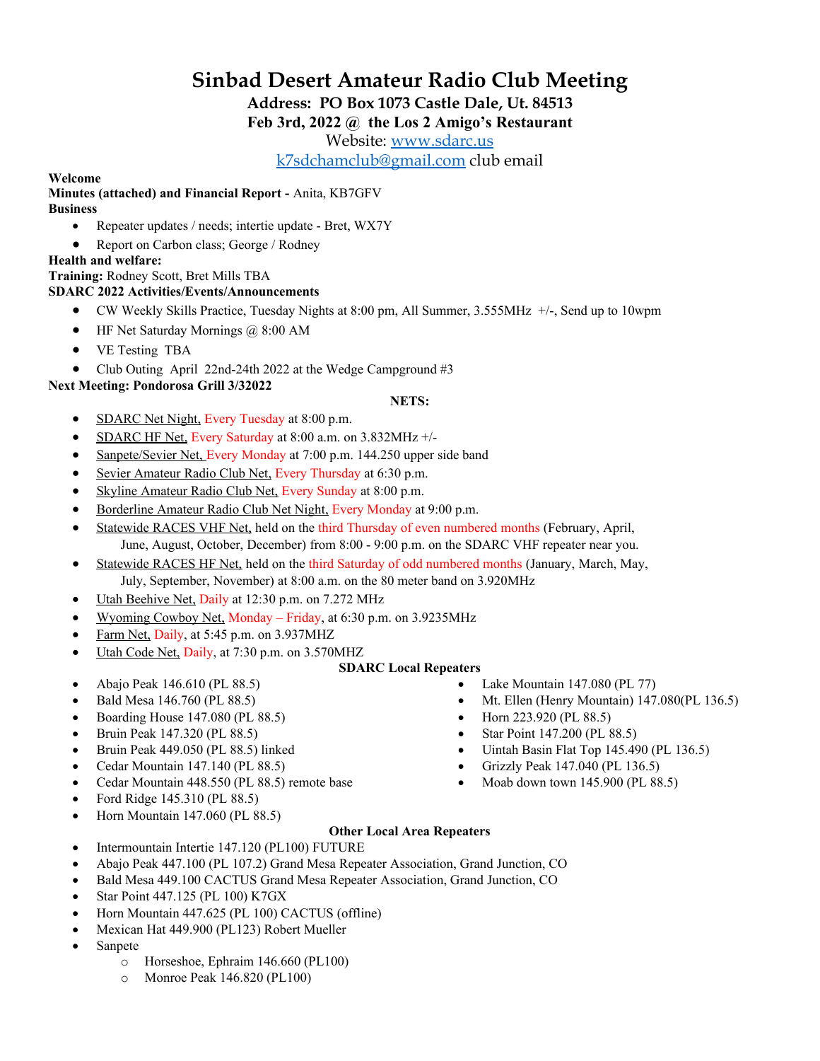# Sinbad Desert Amateur Radio Club Meeting

**Address: PO Box 1073 Castle Dale, Ut. 84513**

**Feb 3rd, 2022 @ the Los 2 Amigo's Restaurant**

Website: www.sdarc.us

k7sdchamclub@gmail.com club email

**Welcome**

**Minutes (attached) and Financial Report -** Anita, KB7GFV

**Business**

- Repeater updates / needs; intertie update - Bret, WX7Y
- Report on Carbon class; George / Rodney

**Health and welfare:**

**Training:** Rodney Scott, Bret Mills TBA

**SDARC 2022 Activities/Events/Announcements**

- CW Weekly Skills Practice, Tuesday Nights at 8:00 pm, All Summer, 3.555MHz +/-, Send up to 10wpm
- HF Net Saturday Mornings @ 8:00 AM
- VE Testing TBA
- Club Outing April 22nd-24th 2022 at the Wedge Campground #3

**Next Meeting: Pondorosa Grill 3/32022**

**NETS:**

- SDARC Net Night, Every Tuesday at 8:00 p.m.
- SDARC HF Net, Every Saturday at 8:00 a.m. on 3.832MHz +/-
- Sanpete/Sevier Net, Every Monday at 7:00 p.m. 144.250 upper side band
- Sevier Amateur Radio Club Net, Every Thursday at 6:30 p.m.
- Skyline Amateur Radio Club Net, Every Sunday at 8:00 p.m.
- Borderline Amateur Radio Club Net Night, Every Monday at 9:00 p.m.
- Statewide RACES VHF Net, held on the third Thursday of even numbered months (February, April, June, August, October, December) from 8:00 - 9:00 p.m. on the SDARC VHF repeater near you.
- Statewide RACES HF Net, held on the third Saturday of odd numbered months (January, March, May, July, September, November) at 8:00 a.m. on the 80 meter band on 3.920MHz
- Utah Beehive Net, Daily at 12:30 p.m. on 7.272 MHz
- Wyoming Cowboy Net, Monday – Friday, at 6:30 p.m. on 3.9235MHz
- Farm Net, Daily, at 5:45 p.m. on 3.937MHZ
- Utah Code Net, Daily, at 7:30 p.m. on 3.570MHZ

**SDARC Local Repeaters**

- Abajo Peak 146.610 (PL 88.5)
- Bald Mesa 146.760 (PL 88.5)
- Boarding House 147.080 (PL 88.5)
- Bruin Peak 147.320 (PL 88.5)
- Bruin Peak 449.050 (PL 88.5) linked
- Cedar Mountain 147.140 (PL 88.5)
- Cedar Mountain 448.550 (PL 88.5) remote base
- Ford Ridge 145.310 (PL 88.5)
- Horn Mountain 147.060 (PL 88.5)
- Lake Mountain 147.080 (PL 77)
- Mt. Ellen (Henry Mountain) 147.080(PL 136.5)
- Horn 223.920 (PL 88.5)
- Star Point 147.200 (PL 88.5)
- Uintah Basin Flat Top 145.490 (PL 136.5)
- Grizzly Peak 147.040 (PL 136.5)
- Moab down town 145.900 (PL 88.5)

**Other Local Area Repeaters**

- Intermountain Intertie 147.120 (PL100) FUTURE
- Abajo Peak 447.100 (PL 107.2) Grand Mesa Repeater Association, Grand Junction, CO
- Bald Mesa 449.100 CACTUS Grand Mesa Repeater Association, Grand Junction, CO
- Star Point 447.125 (PL 100) K7GX
- Horn Mountain 447.625 (PL 100) CACTUS (offline)
- Mexican Hat 449.900 (PL123) Robert Mueller
- Sanpete
  - Horseshoe, Ephraim 146.660 (PL100)
  - Monroe Peak 146.820 (PL100)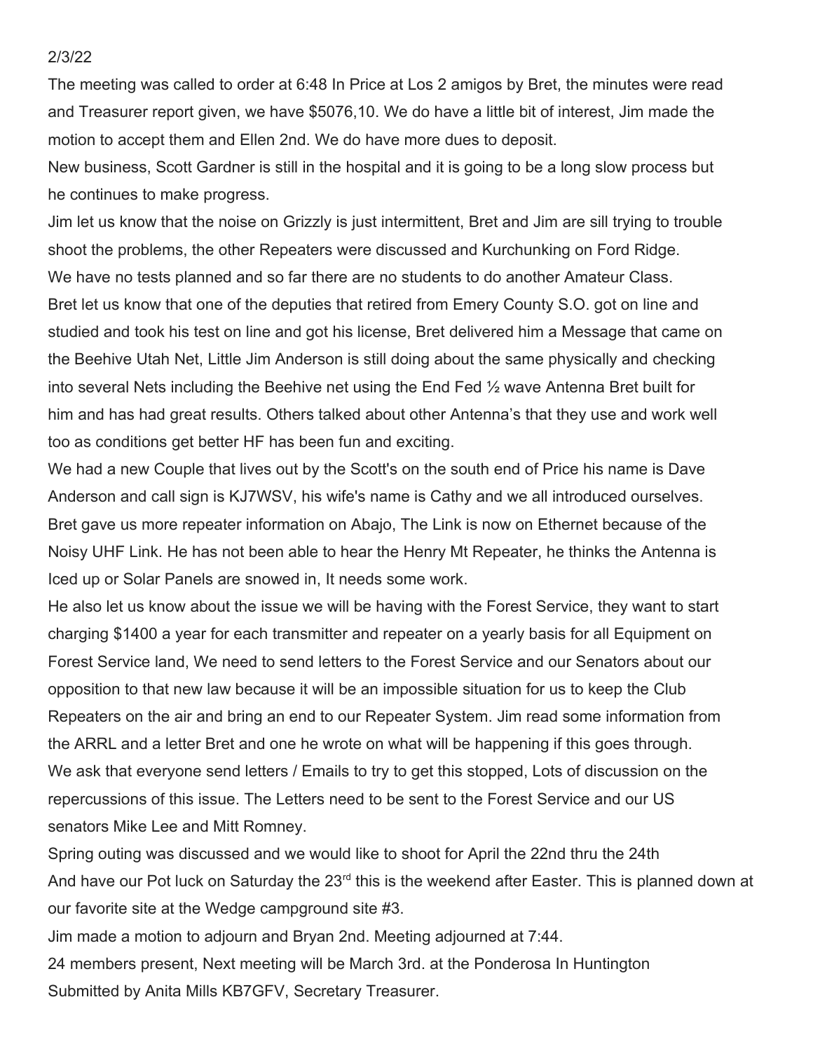2/3/22

The meeting was called to order at 6:48 In Price at Los 2 amigos by Bret, the minutes were read and Treasurer report given, we have $5076,10. We do have a little bit of interest, Jim made the motion to accept them and Ellen 2nd. We do have more dues to deposit.

New business, Scott Gardner is still in the hospital and it is going to be a long slow process but he continues to make progress.

Jim let us know that the noise on Grizzly is just intermittent, Bret and Jim are sill trying to trouble shoot the problems, the other Repeaters were discussed and Kurchunking on Ford Ridge.

We have no tests planned and so far there are no students to do another Amateur Class.

Bret let us know that one of the deputies that retired from Emery County S.O. got on line and studied and took his test on line and got his license, Bret delivered him a Message that came on the Beehive Utah Net, Little Jim Anderson is still doing about the same physically and checking into several Nets including the Beehive net using the End Fed ½ wave Antenna Bret built for him and has had great results. Others talked about other Antenna's that they use and work well too as conditions get better HF has been fun and exciting.

We had a new Couple that lives out by the Scott's on the south end of Price his name is Dave Anderson and call sign is KJ7WSV, his wife's name is Cathy and we all introduced ourselves.

Bret gave us more repeater information on Abajo, The Link is now on Ethernet because of the Noisy UHF Link. He has not been able to hear the Henry Mt Repeater, he thinks the Antenna is Iced up or Solar Panels are snowed in, It needs some work.

He also let us know about the issue we will be having with the Forest Service, they want to start charging $1400 a year for each transmitter and repeater on a yearly basis for all Equipment on Forest Service land, We need to send letters to the Forest Service and our Senators about our opposition to that new law because it will be an impossible situation for us to keep the Club Repeaters on the air and bring an end to our Repeater System. Jim read some information from the ARRL and a letter Bret and one he wrote on what will be happening if this goes through. We ask that everyone send letters / Emails to try to get this stopped, Lots of discussion on the repercussions of this issue. The Letters need to be sent to the Forest Service and our US senators Mike Lee and Mitt Romney.

Spring outing was discussed and we would like to shoot for April the 22nd thru the 24th And have our Pot luck on Saturday the 23rd this is the weekend after Easter. This is planned down at our favorite site at the Wedge campground site #3.

Jim made a motion to adjourn and Bryan 2nd. Meeting adjourned at 7:44.

24 members present, Next meeting will be March 3rd. at the Ponderosa In Huntington

Submitted by Anita Mills KB7GFV, Secretary Treasurer.